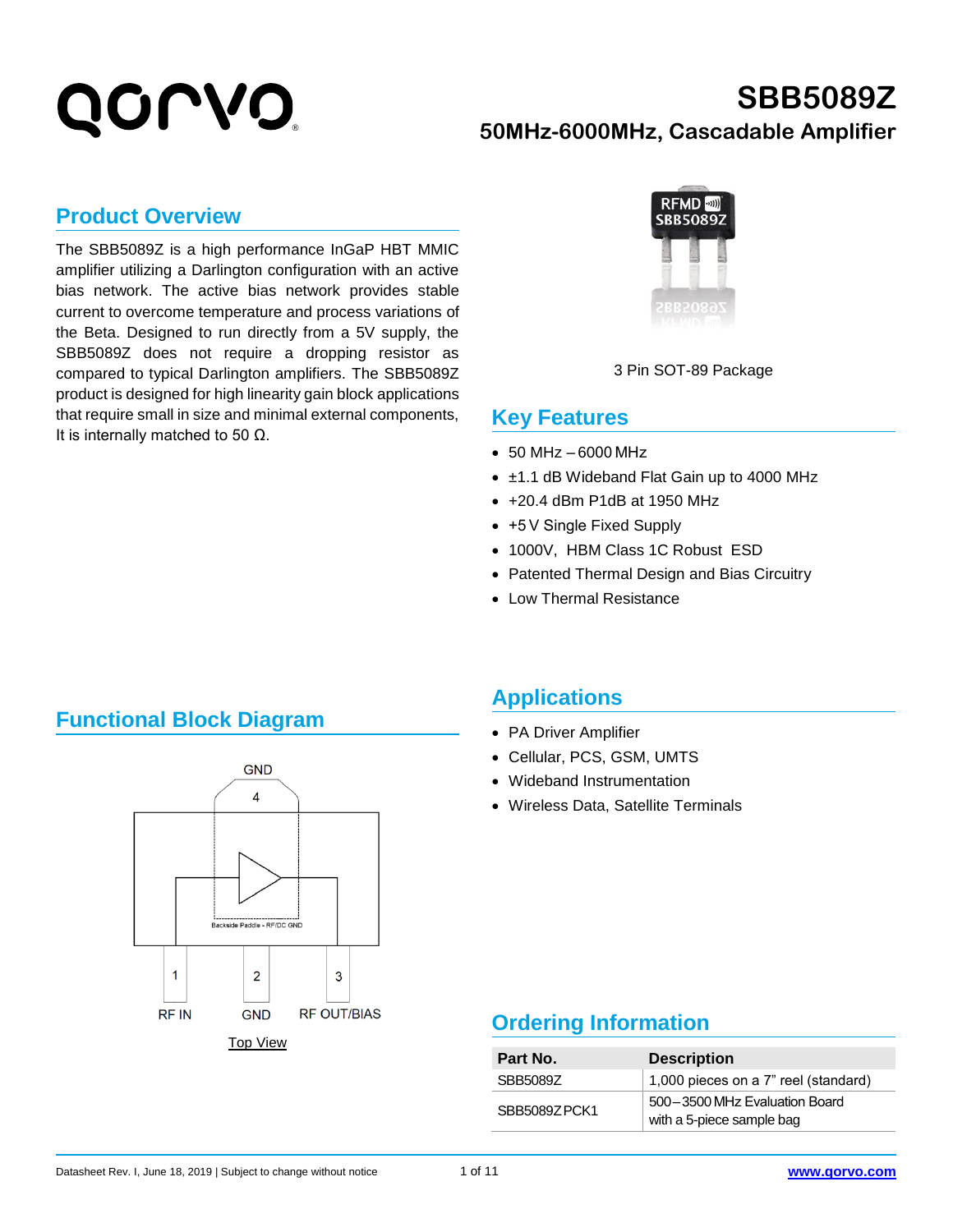# SBB5089Z

## 50MHz-6000MHz, Cascadable Amplifier

## Product Overview

The SBB5089Z is a high performance InGaP HBT MMIC amplifier utilizing a Darlington configuration with an active bias network. The active bias network provides stable current to overcome temperature and process variations of the Beta. Designed to run directly from a 5V supply, the SBB5089Z does not require a dropping resistor as compared to typical Darlington amplifiers. The SBB5089Z product is designed for high linearity gain block applications that require small in size and minimal external components, It is internally matched to 50 Ω.

3 Pin SOT-89 Package

## Key Features

- 50 MHz – 6000 MHz
- ±1.1 dB Wideband Flat Gain up to 4000 MHz
- +20.4 dBm P1dB at 1950 MHz
- +5 V Single Fixed Supply
- 1000V, HBM Class 1C Robust ESD
- Patented Thermal Design and Bias Circuitry
- Low Thermal Resistance

## Functional Block Diagram

GND 4

Backside Paddle - RF/DC GND

1 RF IN | 2 GND | 3 RF OUT/BIAS

Top View

## Applications

- PA Driver Amplifier
- Cellular, PCS, GSM, UMTS
- Wideband Instrumentation
- Wireless Data, Satellite Terminals

## Ordering Information

| Part No. | Description |
| --- | --- |
| SBB5089Z | 1,000 pieces on a 7" reel (standard) |
| SBB5089ZPCK1 | 500 – 3500 MHz Evaluation Board with a 5-piece sample bag |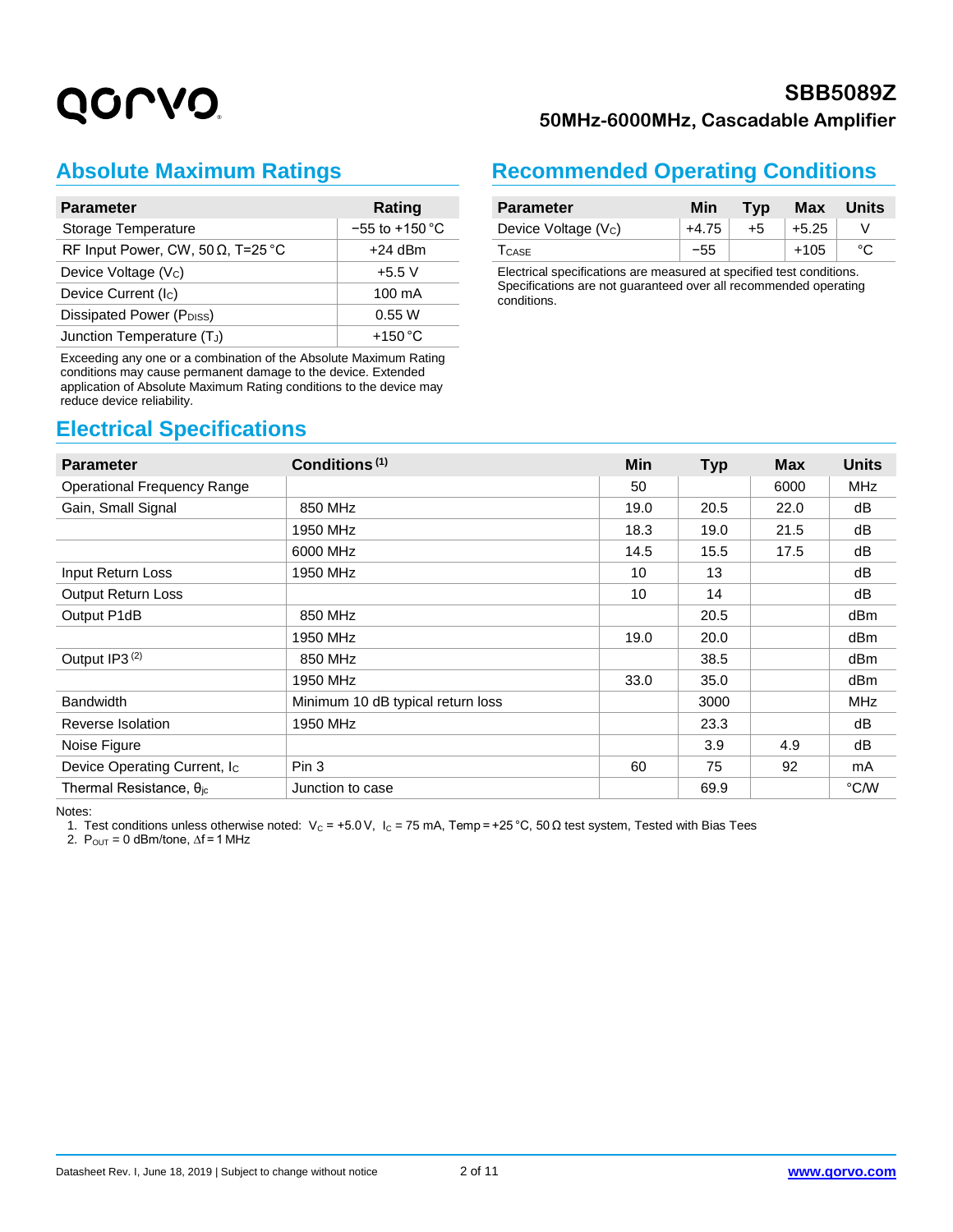## Absolute Maximum Ratings

| Parameter | Rating |
| --- | --- |
| Storage Temperature | −55 to +150 °C |
| RF Input Power, CW, 50 Ω, T=25 °C | +24 dBm |
| Device Voltage ($V_C$) | +5.5 V |
| Device Current ($I_C$) | 100 mA |
| Dissipated Power ($P_{DISS}$) | 0.55 W |
| Junction Temperature ($T_J$) | +150 °C |

Exceeding any one or a combination of the Absolute Maximum Rating conditions may cause permanent damage to the device. Extended application of Absolute Maximum Rating conditions to the device may reduce device reliability.

## Recommended Operating Conditions

| Parameter | Min | Typ | Max | Units |
| --- | --- | --- | --- | --- |
| Device Voltage ($V_C$) | +4.75 | +5 | +5.25 | V |
| $T_{CASE}$ | −55 | | +105 | °C |

Electrical specifications are measured at specified test conditions. Specifications are not guaranteed over all recommended operating conditions.

## Electrical Specifications

| Parameter | Conditions [1] | Min | Typ | Max | Units |
| --- | --- | --- | --- | --- | --- |
| Operational Frequency Range | | 50 | | 6000 | MHz |
| Gain, Small Signal | 850 MHz | 19.0 | 20.5 | 22.0 | dB |
| | 1950 MHz | 18.3 | 19.0 | 21.5 | dB |
| | 6000 MHz | 14.5 | 15.5 | 17.5 | dB |
| Input Return Loss | 1950 MHz | 10 | 13 | | dB |
| Output Return Loss | | 10 | 14 | | dB |
| Output P1dB | 850 MHz | | 20.5 | | dBm |
| | 1950 MHz | 19.0 | 20.0 | | dBm |
| Output IP3 [2] | 850 MHz | | 38.5 | | dBm |
| | 1950 MHz | 33.0 | 35.0 | | dBm |
| Bandwidth | Minimum 10 dB typical return loss | | 3000 | | MHz |
| Reverse Isolation | 1950 MHz | | 23.3 | | dB |
| Noise Figure | | | 3.9 | 4.9 | dB |
| Device Operating Current, $I_C$ | Pin 3 | 60 | 75 | 92 | mA |
| Thermal Resistance, $\theta_{jc}$ | Junction to case | | 69.9 | | °C/W |

Notes:

1. Test conditions unless otherwise noted: $V_C$ = +5.0 V, $I_C$ = 75 mA, Temp = +25 °C, 50 Ω test system, Tested with Bias Tees
2. $P_{OUT}$ = 0 dBm/tone, Δf = 1 MHz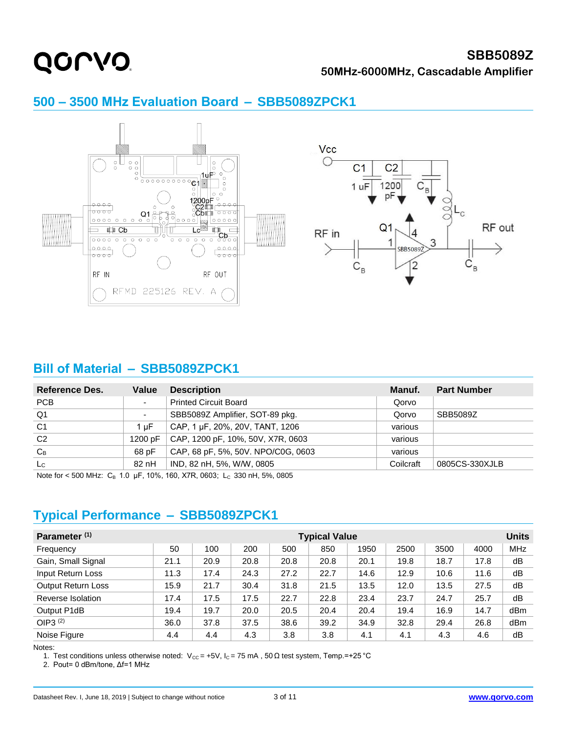## 500 – 3500 MHz Evaluation Board – SBB5089ZPCK1

## Bill of Material – SBB5089ZPCK1

| Reference Des. | Value | Description | Manuf. | Part Number |
|---|---|---|---|---|
| PCB | - | Printed Circuit Board | Qorvo | |
| Q1 | - | SBB5089Z Amplifier, SOT-89 pkg. | Qorvo | SBB5089Z |
| C1 | 1 µF | CAP, 1 µF, 20%, 20V, TANT, 1206 | various | |
| C2 | 1200 pF | CAP, 1200 pF, 10%, 50V, X7R, 0603 | various | |
| $C_B$ | 68 pF | CAP, 68 pF, 5%, 50V. NPO/C0G, 0603 | various | |
| $L_C$ | 82 nH | IND, 82 nH, 5%, W/W, 0805 | Coilcraft | 0805CS-330XJLB |

Note for < 500 MHz: $C_B$ 1.0 µF, 10%, 160, X7R, 0603; $L_C$ 330 nH, 5%, 0805

## Typical Performance – SBB5089ZPCK1

| Parameter [1] | Typical Value | | | | | | | | | Units |
|---|---|---|---|---|---|---|---|---|---|---|
| Frequency | 50 | 100 | 200 | 500 | 850 | 1950 | 2500 | 3500 | 4000 | MHz |
| Gain, Small Signal | 21.1 | 20.9 | 20.8 | 20.8 | 20.8 | 20.1 | 19.8 | 18.7 | 17.8 | dB |
| Input Return Loss | 11.3 | 17.4 | 24.3 | 27.2 | 22.7 | 14.6 | 12.9 | 10.6 | 11.6 | dB |
| Output Return Loss | 15.9 | 21.7 | 30.4 | 31.8 | 21.5 | 13.5 | 12.0 | 13.5 | 27.5 | dB |
| Reverse Isolation | 17.4 | 17.5 | 17.5 | 22.7 | 22.8 | 23.4 | 23.7 | 24.7 | 25.7 | dB |
| Output P1dB | 19.4 | 19.7 | 20.0 | 20.5 | 20.4 | 20.4 | 19.4 | 16.9 | 14.7 | dBm |
| OIP3 [2] | 36.0 | 37.8 | 37.5 | 38.6 | 39.2 | 34.9 | 32.8 | 29.4 | 26.8 | dBm |
| Noise Figure | 4.4 | 4.4 | 4.3 | 3.8 | 3.8 | 4.1 | 4.1 | 4.3 | 4.6 | dB |

Notes:

1. Test conditions unless otherwise noted: $V_{CC}$ = +5V, $I_C$ = 75 mA , 50 Ω test system, Temp.=+25 °C
2. Pout= 0 dBm/tone, Δf=1 MHz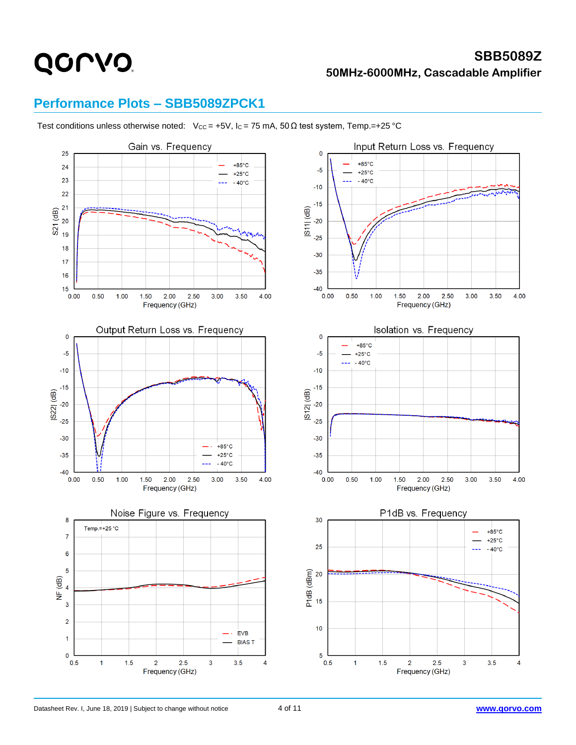## Performance Plots – SBB5089ZPCK1

Test conditions unless otherwise noted: $V_{CC}$ = +5V, $I_C$ = 75 mA, 50 Ω test system, Temp.=+25 °C

Gain vs. Frequency

Input Return Loss vs. Frequency

Output Return Loss vs. Frequency

Isolation vs. Frequency

Noise Figure vs. Frequency

P1dB vs. Frequency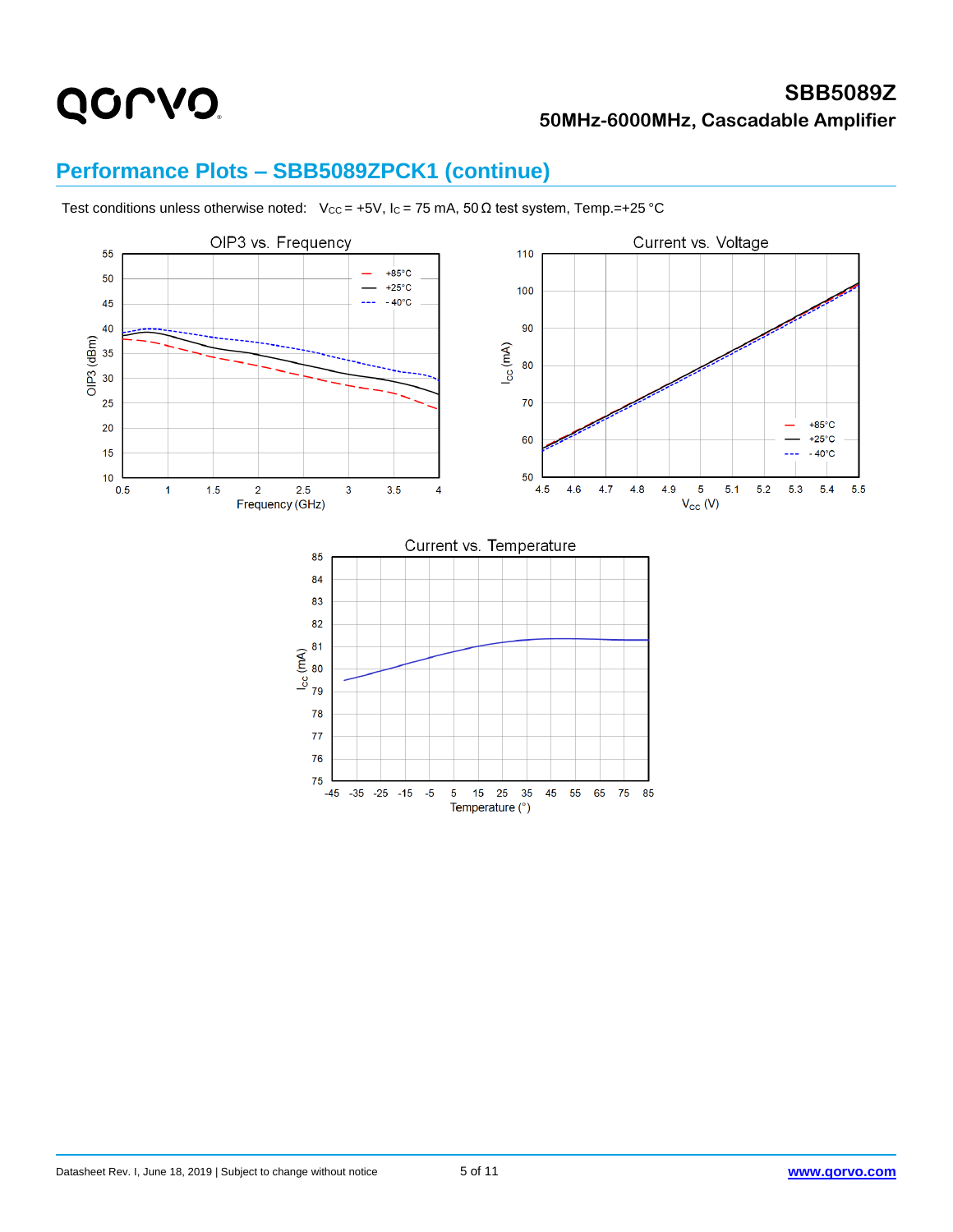## Performance Plots – SBB5089ZPCK1 (continue)

Test conditions unless otherwise noted: $V_{CC}$ = +5V, $I_C$ = 75 mA, 50 Ω test system, Temp.=+25 °C

OIP3 vs. Frequency

Current vs. Voltage

Current vs. Temperature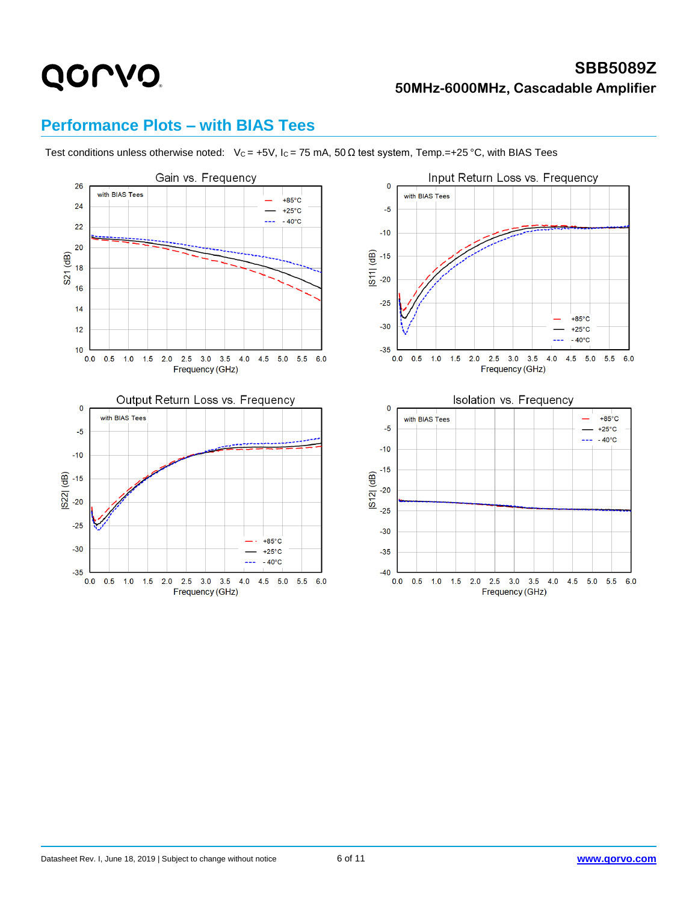## Performance Plots – with BIAS Tees

Test conditions unless otherwise noted: $V_C$ = +5V, $I_C$ = 75 mA, 50 Ω test system, Temp.=+25 °C, with BIAS Tees

Gain vs. Frequency

Input Return Loss vs. Frequency

Output Return Loss vs. Frequency

Isolation vs. Frequency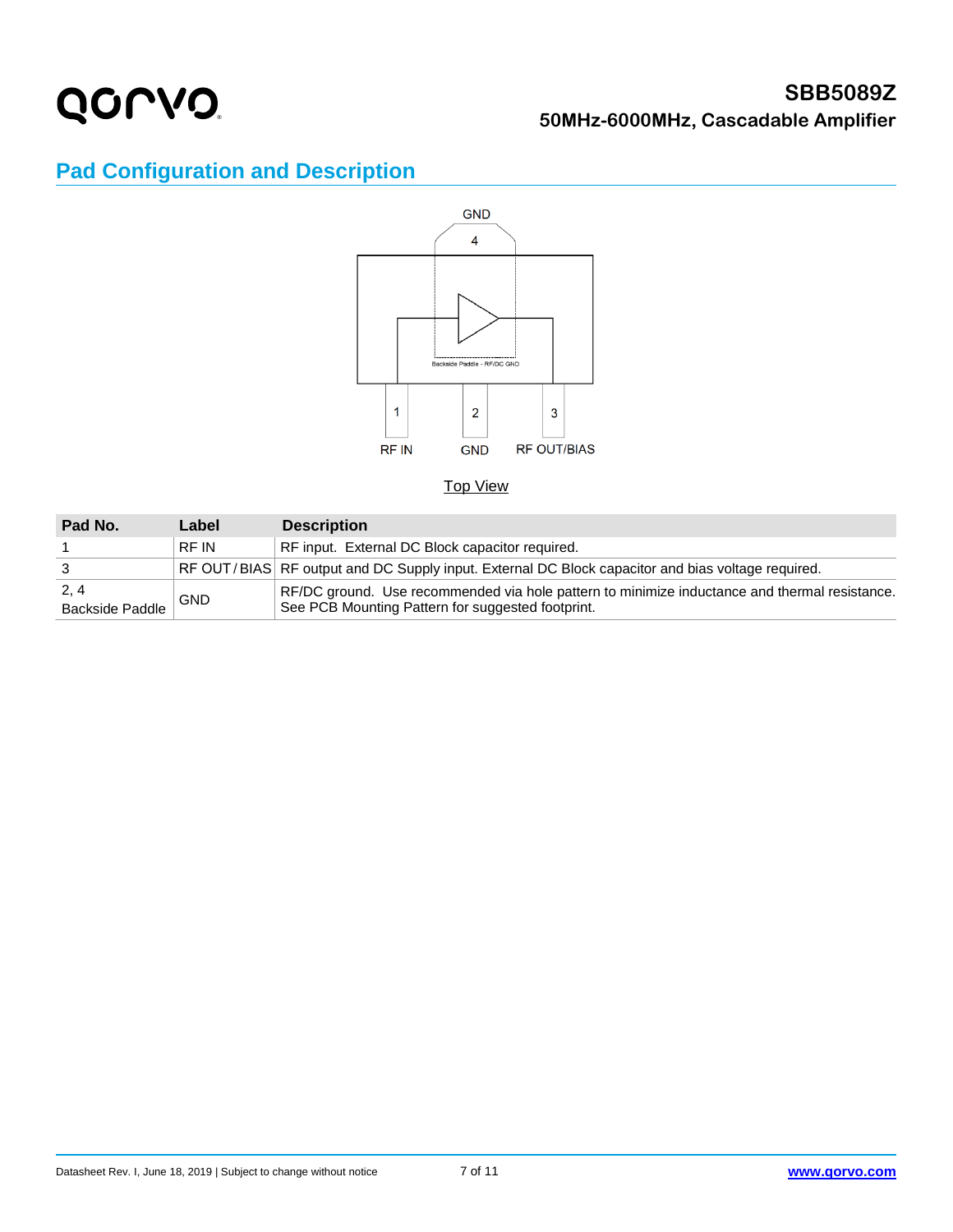## Pad Configuration and Description

GND

4

Backside Paddle - RF/DC GND

1 2 3

RF IN GND RF OUT/BIAS

Top View

| Pad No. | Label | Description |
|---|---|---|
| 1 | RF IN | RF input. External DC Block capacitor required. |
| 3 | RF OUT / BIAS | RF output and DC Supply input. External DC Block capacitor and bias voltage required. |
| 2, 4<br>Backside Paddle | GND | RF/DC ground. Use recommended via hole pattern to minimize inductance and thermal resistance. See PCB Mounting Pattern for suggested footprint. |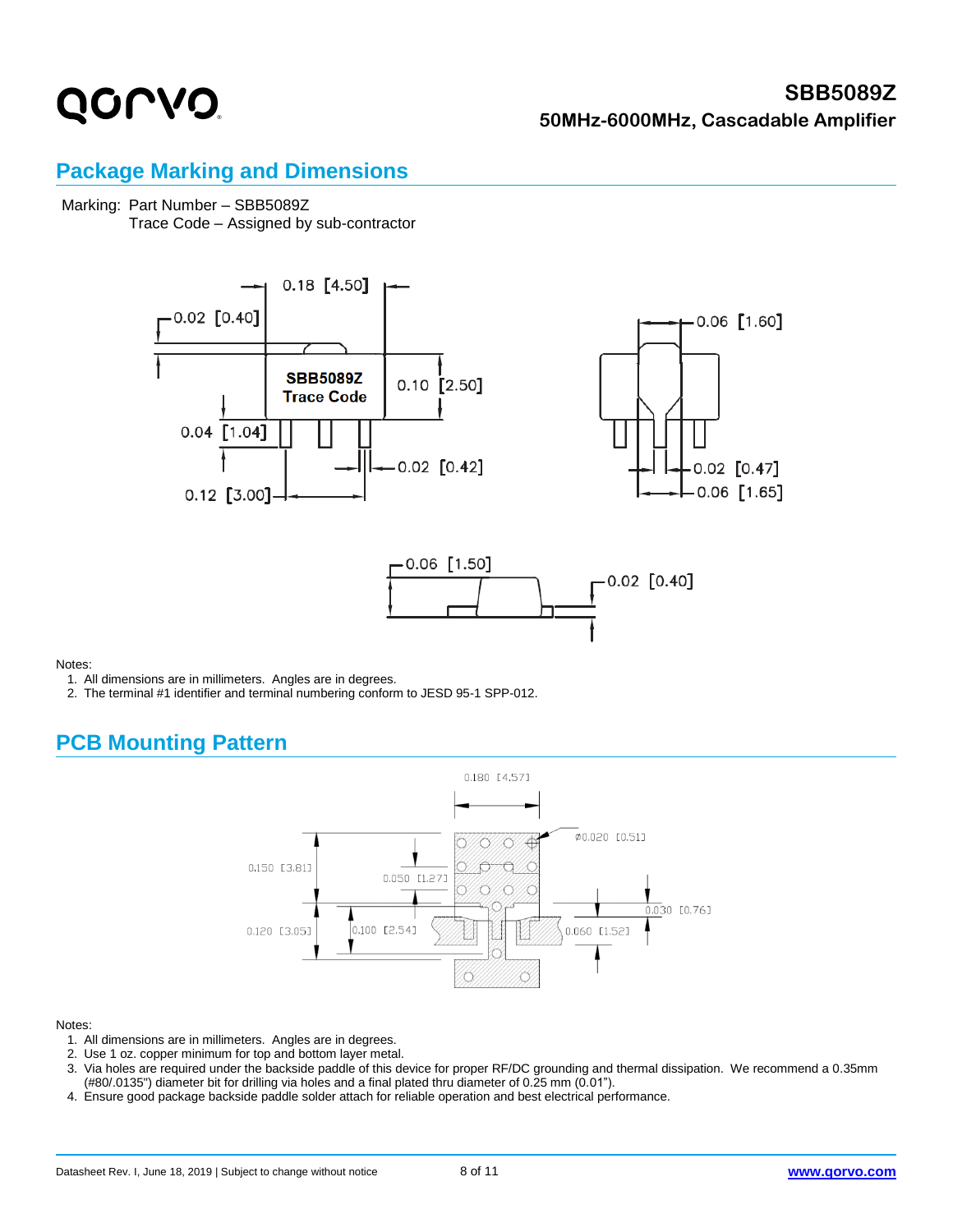## Package Marking and Dimensions

Marking: Part Number – SBB5089Z
Trace Code – Assigned by sub-contractor

Notes:

1. All dimensions are in millimeters. Angles are in degrees.
2. The terminal #1 identifier and terminal numbering conform to JESD 95-1 SPP-012.

## PCB Mounting Pattern

Notes:

1. All dimensions are in millimeters. Angles are in degrees.
2. Use 1 oz. copper minimum for top and bottom layer metal.
3. Via holes are required under the backside paddle of this device for proper RF/DC grounding and thermal dissipation. We recommend a 0.35mm (#80/.0135") diameter bit for drilling via holes and a final plated thru diameter of 0.25 mm (0.01").
4. Ensure good package backside paddle solder attach for reliable operation and best electrical performance.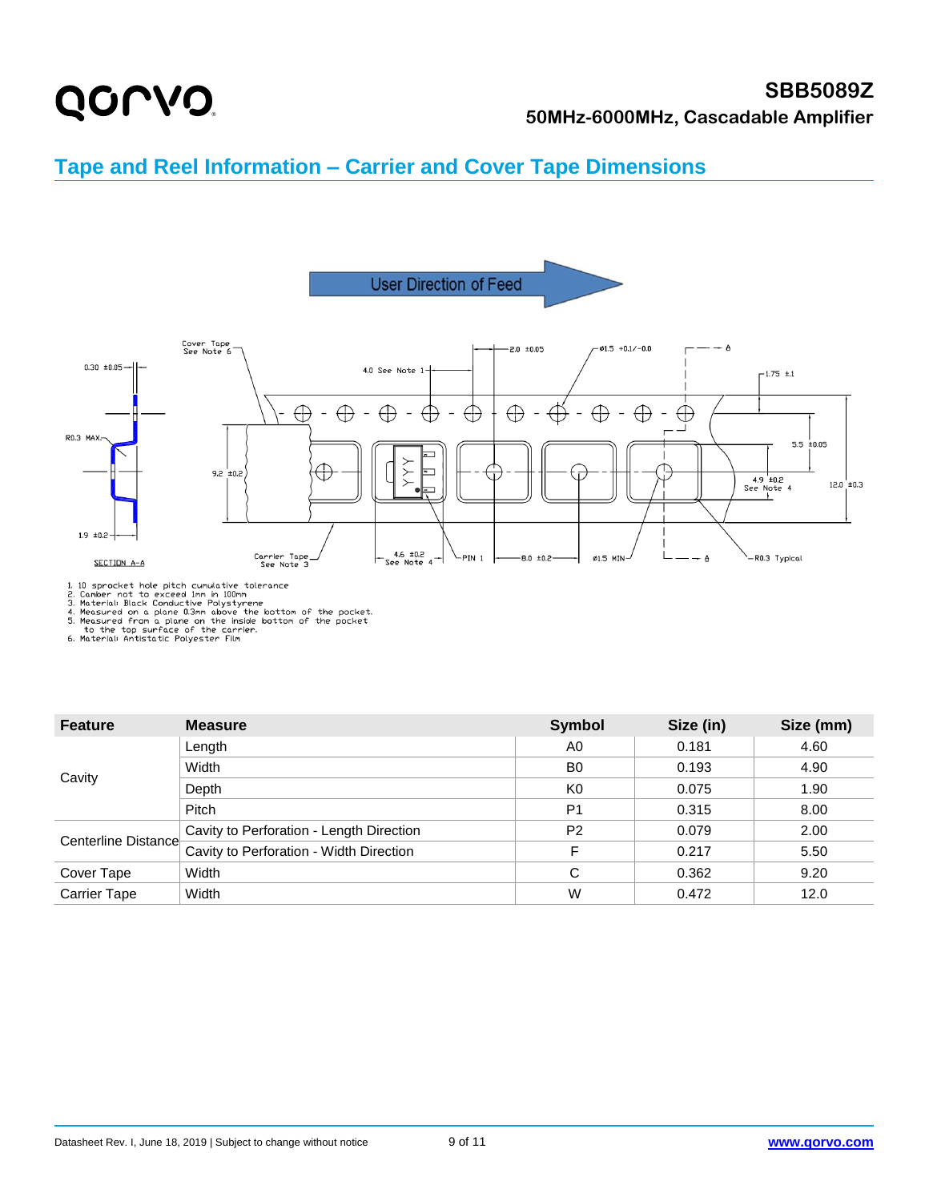## Tape and Reel Information – Carrier and Cover Tape Dimensions

User Direction of Feed

1. 10 sprocket hole pitch cumulative tolerance
2. Camber not to exceed 1mm in 100mm
3. Material: Black Conductive Polystyrene
4. Measured on a plane 0.3mm above the bottom of the pocket.
5. Measured from a plane on the inside bottom of the pocket to the top surface of the carrier.
6. Material: Antistatic Polyester Film

| Feature | Measure | Symbol | Size (in) | Size (mm) |
|---|---|---|---|---|
| Cavity | Length | A0 | 0.181 | 4.60 |
| | Width | B0 | 0.193 | 4.90 |
| | Depth | K0 | 0.075 | 1.90 |
| | Pitch | P1 | 0.315 | 8.00 |
| Centerline Distance | Cavity to Perforation - Length Direction | P2 | 0.079 | 2.00 |
| | Cavity to Perforation - Width Direction | F | 0.217 | 5.50 |
| Cover Tape | Width | C | 0.362 | 9.20 |
| Carrier Tape | Width | W | 0.472 | 12.0 |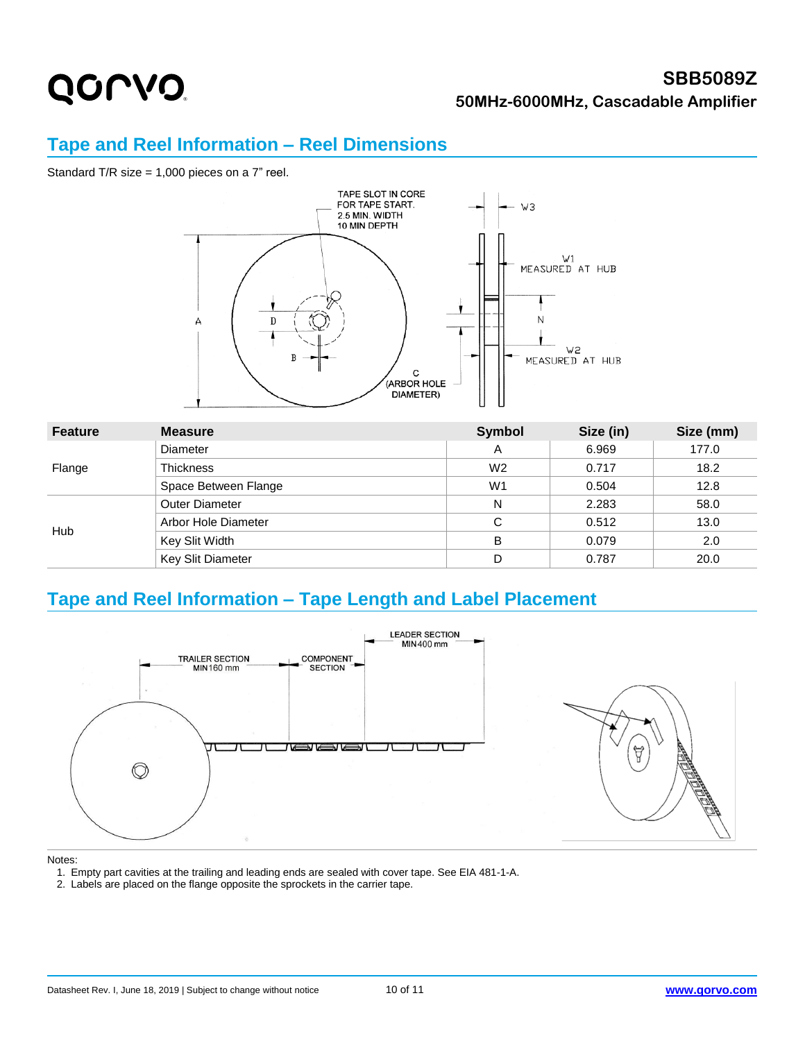## Tape and Reel Information – Reel Dimensions

Standard T/R size = 1,000 pieces on a 7" reel.

| Feature | Measure | Symbol | Size (in) | Size (mm) |
|---|---|---|---|---|
| Flange | Diameter | A | 6.969 | 177.0 |
| | Thickness | W2 | 0.717 | 18.2 |
| | Space Between Flange | W1 | 0.504 | 12.8 |
| Hub | Outer Diameter | N | 2.283 | 58.0 |
| | Arbor Hole Diameter | C | 0.512 | 13.0 |
| | Key Slit Width | B | 0.079 | 2.0 |
| | Key Slit Diameter | D | 0.787 | 20.0 |

## Tape and Reel Information – Tape Length and Label Placement

Notes:

1. Empty part cavities at the trailing and leading ends are sealed with cover tape. See EIA 481-1-A.
2. Labels are placed on the flange opposite the sprockets in the carrier tape.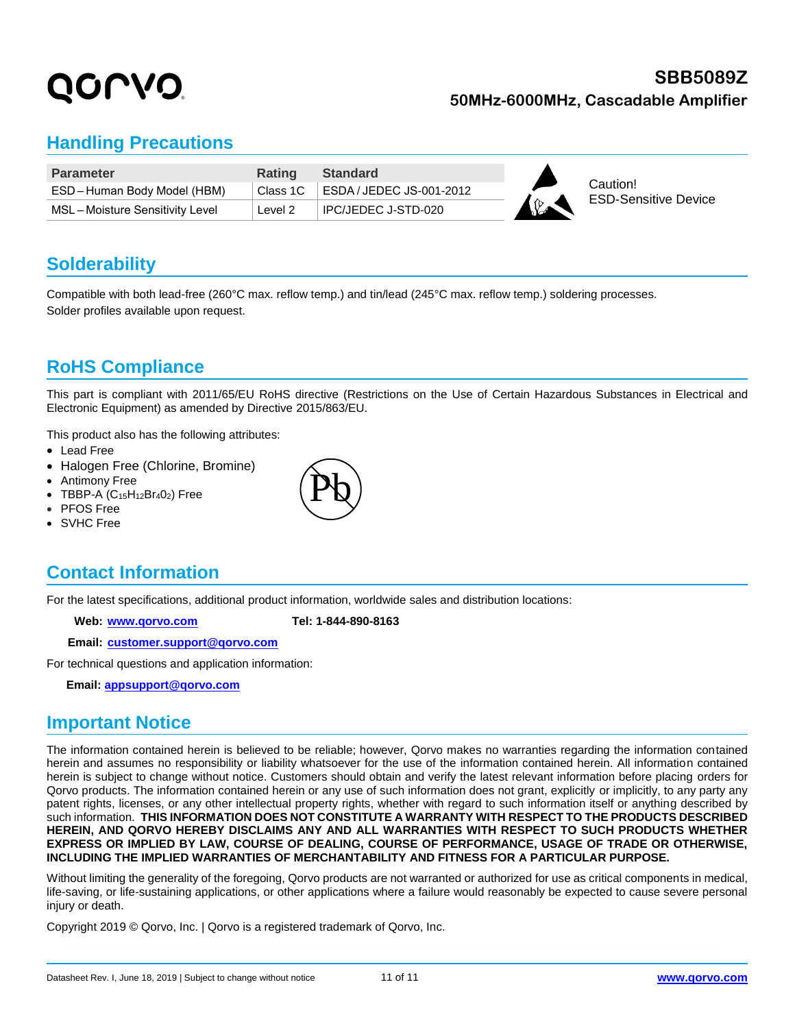## Handling Precautions

| Parameter | Rating | Standard |
|---|---|---|
| ESD – Human Body Model (HBM) | Class 1C | ESDA / JEDEC JS-001-2012 |
| MSL – Moisture Sensitivity Level | Level 2 | IPC/JEDEC J-STD-020 |

Caution!
ESD-Sensitive Device

## Solderability

Compatible with both lead-free (260°C max. reflow temp.) and tin/lead (245°C max. reflow temp.) soldering processes.
Solder profiles available upon request.

## RoHS Compliance

This part is compliant with 2011/65/EU RoHS directive (Restrictions on the Use of Certain Hazardous Substances in Electrical and Electronic Equipment) as amended by Directive 2015/863/EU.

This product also has the following attributes:

- Lead Free
- Halogen Free (Chlorine, Bromine)
- Antimony Free
- TBBP-A ($C_{15}H_{12}Br_4O_2$) Free
- PFOS Free
- SVHC Free

## Contact Information

For the latest specifications, additional product information, worldwide sales and distribution locations:

**Web:** [www.qorvo.com](http://www.qorvo.com) **Tel: 1-844-890-8163**

**Email:** [customer.support@qorvo.com](mailto:customer.support@qorvo.com)

For technical questions and application information:

**Email:** [appsupport@qorvo.com](mailto:appsupport@qorvo.com)

## Important Notice

The information contained herein is believed to be reliable; however, Qorvo makes no warranties regarding the information contained herein and assumes no responsibility or liability whatsoever for the use of the information contained herein. All information contained herein is subject to change without notice. Customers should obtain and verify the latest relevant information before placing orders for Qorvo products. The information contained herein or any use of such information does not grant, explicitly or implicitly, to any party any patent rights, licenses, or any other intellectual property rights, whether with regard to such information itself or anything described by such information. **THIS INFORMATION DOES NOT CONSTITUTE A WARRANTY WITH RESPECT TO THE PRODUCTS DESCRIBED HEREIN, AND QORVO HEREBY DISCLAIMS ANY AND ALL WARRANTIES WITH RESPECT TO SUCH PRODUCTS WHETHER EXPRESS OR IMPLIED BY LAW, COURSE OF DEALING, COURSE OF PERFORMANCE, USAGE OF TRADE OR OTHERWISE, INCLUDING THE IMPLIED WARRANTIES OF MERCHANTABILITY AND FITNESS FOR A PARTICULAR PURPOSE.**

Without limiting the generality of the foregoing, Qorvo products are not warranted or authorized for use as critical components in medical, life-saving, or life-sustaining applications, or other applications where a failure would reasonably be expected to cause severe personal injury or death.

Copyright 2019 © Qorvo, Inc. | Qorvo is a registered trademark of Qorvo, Inc.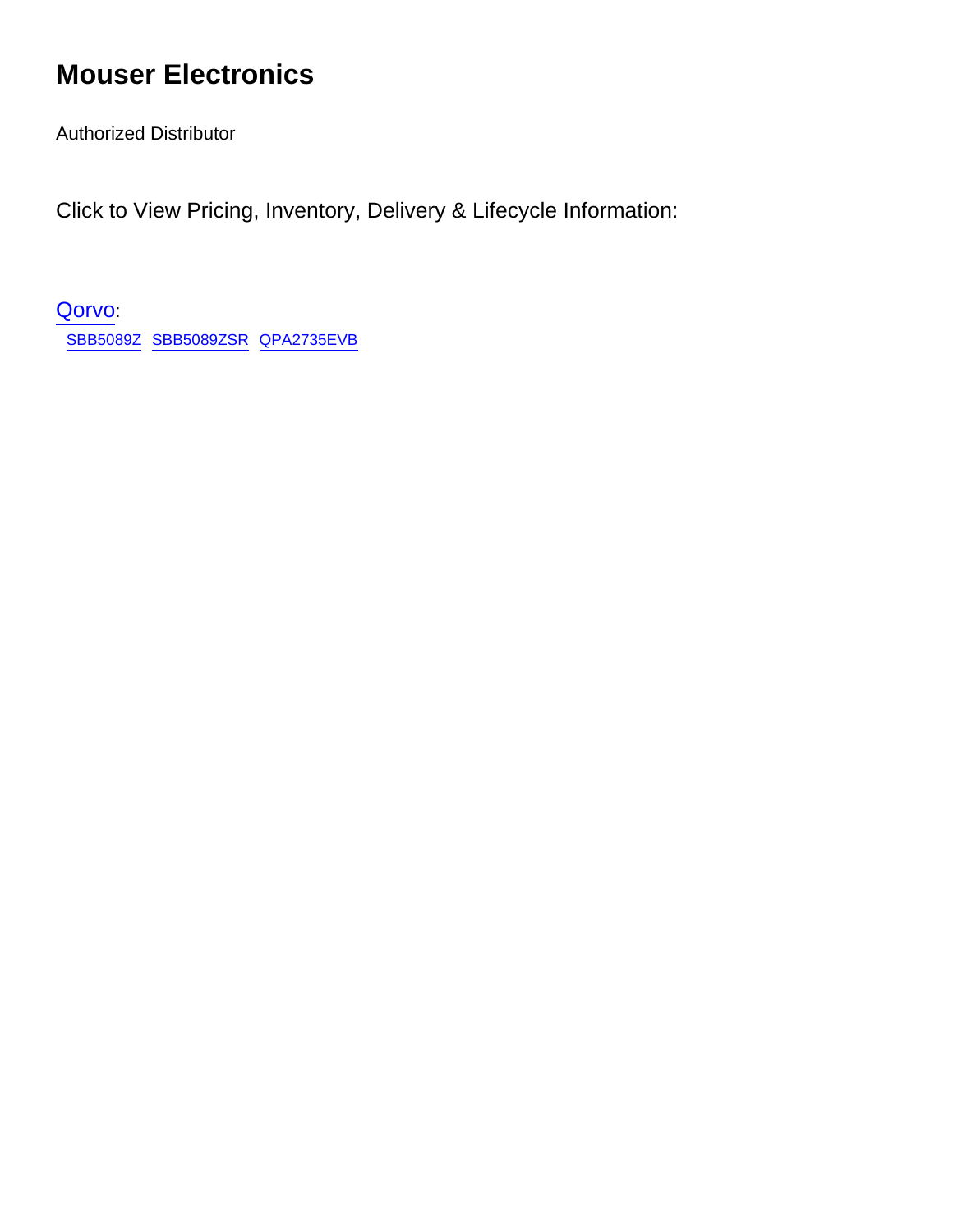# Mouser Electronics

Authorized Distributor

Click to View Pricing, Inventory, Delivery & Lifecycle Information:

Qorvo:

SBB5089Z SBB5089ZSR QPA2735EVB